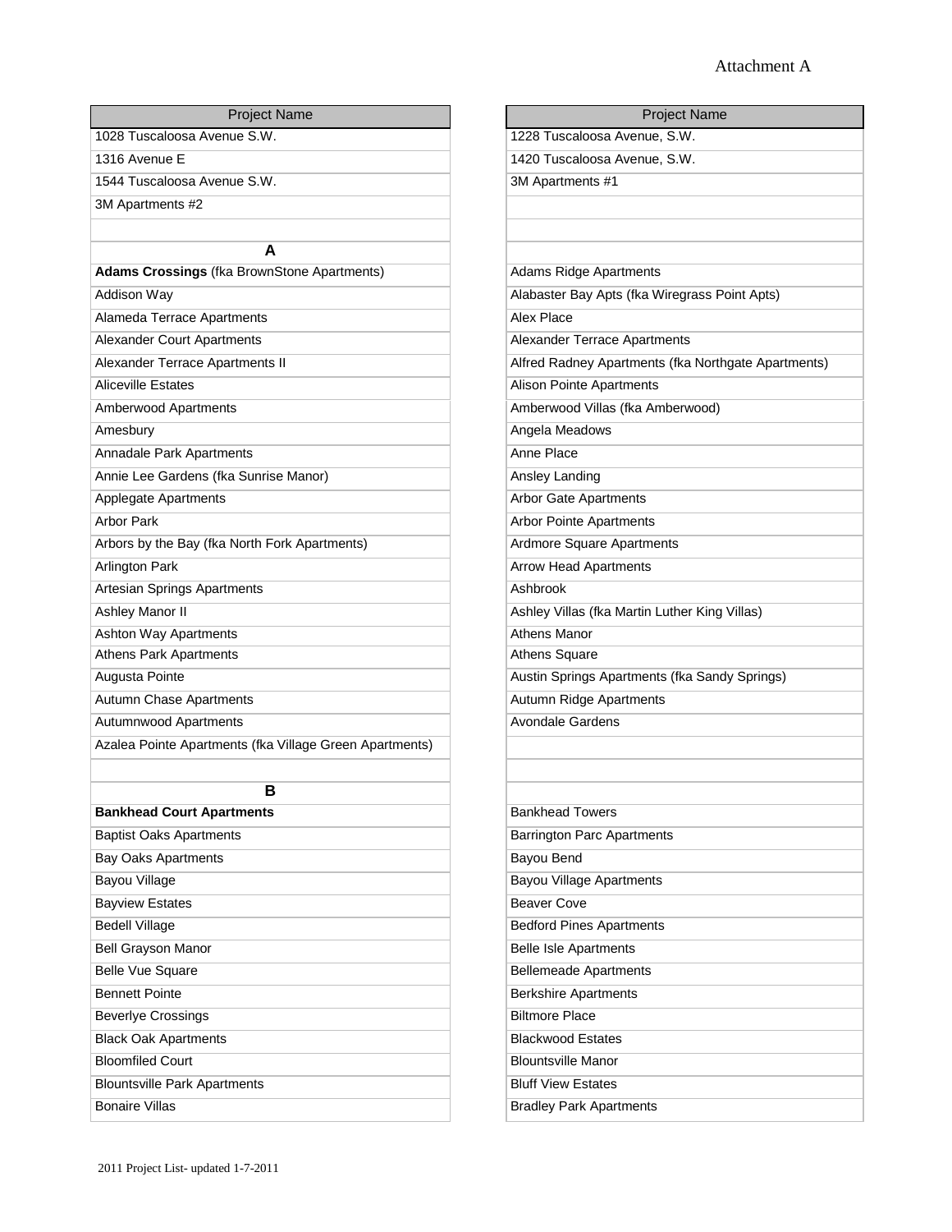Attachment A

| Project Name | Project Name |
|---|---|
| 1028 Tuscaloosa Avenue S.W. | 1228 Tuscaloosa Avenue, S.W. |
| 1316 Avenue E | 1420 Tuscaloosa Avenue, S.W. |
| 1544 Tuscaloosa Avenue S.W. | 3M Apartments #1 |
| 3M Apartments #2 | |
| | |
| **A** | |
| **Adams Crossings** (fka BrownStone Apartments) | Adams Ridge Apartments |
| Addison Way | Alabaster Bay Apts (fka Wiregrass Point Apts) |
| Alameda Terrace Apartments | Alex Place |
| Alexander Court Apartments | Alexander Terrace Apartments |
| Alexander Terrace Apartments II | Alfred Radney Apartments (fka Northgate Apartments) |
| Aliceville Estates | Alison Pointe Apartments |
| Amberwood Apartments | Amberwood Villas (fka Amberwood) |
| Amesbury | Angela Meadows |
| Annadale Park Apartments | Anne Place |
| Annie Lee Gardens (fka Sunrise Manor) | Ansley Landing |
| Applegate Apartments | Arbor Gate Apartments |
| Arbor Park | Arbor Pointe Apartments |
| Arbors by the Bay (fka North Fork Apartments) | Ardmore Square Apartments |
| Arlington Park | Arrow Head Apartments |
| Artesian Springs Apartments | Ashbrook |
| Ashley Manor II | Ashley Villas (fka Martin Luther King Villas) |
| Ashton Way Apartments | Athens Manor |
| Athens Park Apartments | Athens Square |
| Augusta Pointe | Austin Springs Apartments (fka Sandy Springs) |
| Autumn Chase Apartments | Autumn Ridge Apartments |
| Autumnwood Apartments | Avondale Gardens |
| Azalea Pointe Apartments (fka Village Green Apartments) | |
| | |
| **B** | |
| **Bankhead Court Apartments** | Bankhead Towers |
| Baptist Oaks Apartments | Barrington Parc Apartments |
| Bay Oaks Apartments | Bayou Bend |
| Bayou Village | Bayou Village Apartments |
| Bayview Estates | Beaver Cove |
| Bedell Village | Bedford Pines Apartments |
| Bell Grayson Manor | Belle Isle Apartments |
| Belle Vue Square | Bellemeade Apartments |
| Bennett Pointe | Berkshire Apartments |
| Beverlye Crossings | Biltmore Place |
| Black Oak Apartments | Blackwood Estates |
| Bloomfiled Court | Blountsville Manor |
| Blountsville Park Apartments | Bluff View Estates |
| Bonaire Villas | Bradley Park Apartments |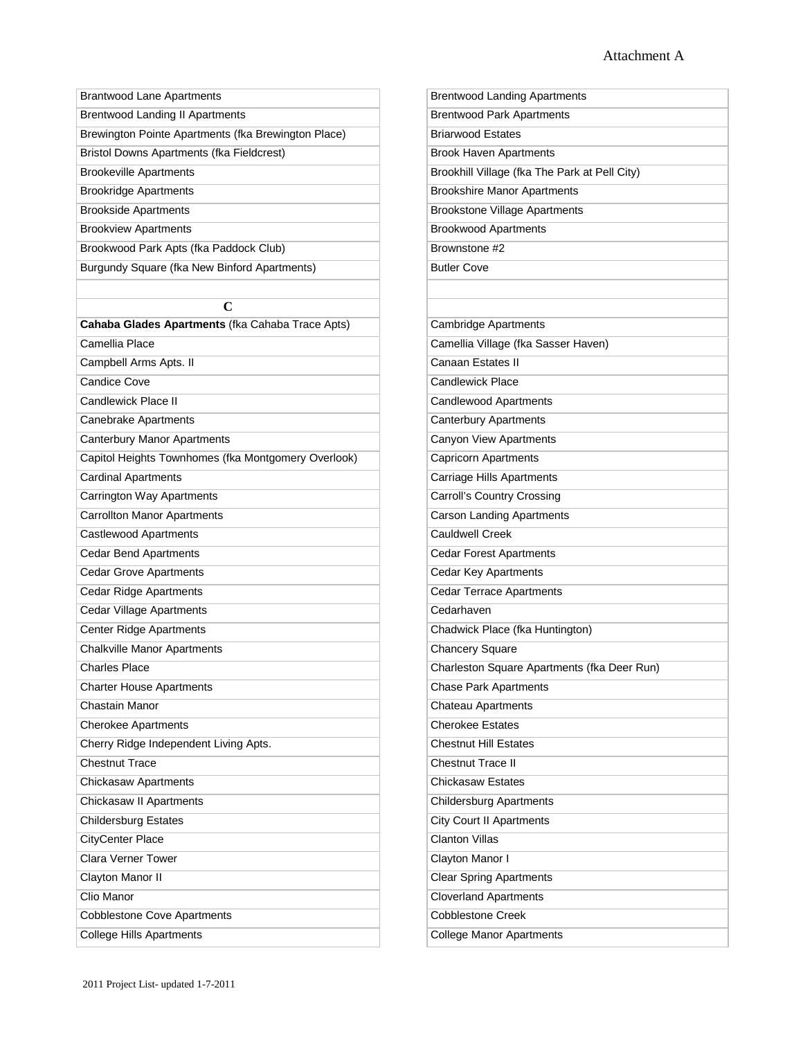Attachment A

| | |
|---|---|
| Brantwood Lane Apartments | Brentwood Landing Apartments |
| Brentwood Landing II Apartments | Brentwood Park Apartments |
| Brewington Pointe Apartments (fka Brewington Place) | Briarwood Estates |
| Bristol Downs Apartments (fka Fieldcrest) | Brook Haven Apartments |
| Brookeville Apartments | Brookhill Village (fka The Park at Pell City) |
| Brookridge Apartments | Brookshire Manor Apartments |
| Brookside Apartments | Brookstone Village Apartments |
| Brookview Apartments | Brookwood Apartments |
| Brookwood Park Apts (fka Paddock Club) | Brownstone #2 |
| Burgundy Square (fka New Binford Apartments) | Butler Cove |
| | |
| **C** | |
| **Cahaba Glades Apartments** (fka Cahaba Trace Apts) | Cambridge Apartments |
| Camellia Place | Camellia Village (fka Sasser Haven) |
| Campbell Arms Apts. II | Canaan Estates II |
| Candice Cove | Candlewick Place |
| Candlewick Place II | Candlewood Apartments |
| Canebrake Apartments | Canterbury Apartments |
| Canterbury Manor Apartments | Canyon View Apartments |
| Capitol Heights Townhomes (fka Montgomery Overlook) | Capricorn Apartments |
| Cardinal Apartments | Carriage Hills Apartments |
| Carrington Way Apartments | Carroll's Country Crossing |
| Carrollton Manor Apartments | Carson Landing Apartments |
| Castlewood Apartments | Cauldwell Creek |
| Cedar Bend Apartments | Cedar Forest Apartments |
| Cedar Grove Apartments | Cedar Key Apartments |
| Cedar Ridge Apartments | Cedar Terrace Apartments |
| Cedar Village Apartments | Cedarhaven |
| Center Ridge Apartments | Chadwick Place (fka Huntington) |
| Chalkville Manor Apartments | Chancery Square |
| Charles Place | Charleston Square Apartments (fka Deer Run) |
| Charter House Apartments | Chase Park Apartments |
| Chastain Manor | Chateau Apartments |
| Cherokee Apartments | Cherokee Estates |
| Cherry Ridge Independent Living Apts. | Chestnut Hill Estates |
| Chestnut Trace | Chestnut Trace II |
| Chickasaw Apartments | Chickasaw Estates |
| Chickasaw II Apartments | Childersburg Apartments |
| Childersburg Estates | City Court II Apartments |
| CityCenter Place | Clanton Villas |
| Clara Verner Tower | Clayton Manor I |
| Clayton Manor II | Clear Spring Apartments |
| Clio Manor | Cloverland Apartments |
| Cobblestone Cove Apartments | Cobblestone Creek |
| College Hills Apartments | College Manor Apartments |

2011 Project List- updated 1-7-2011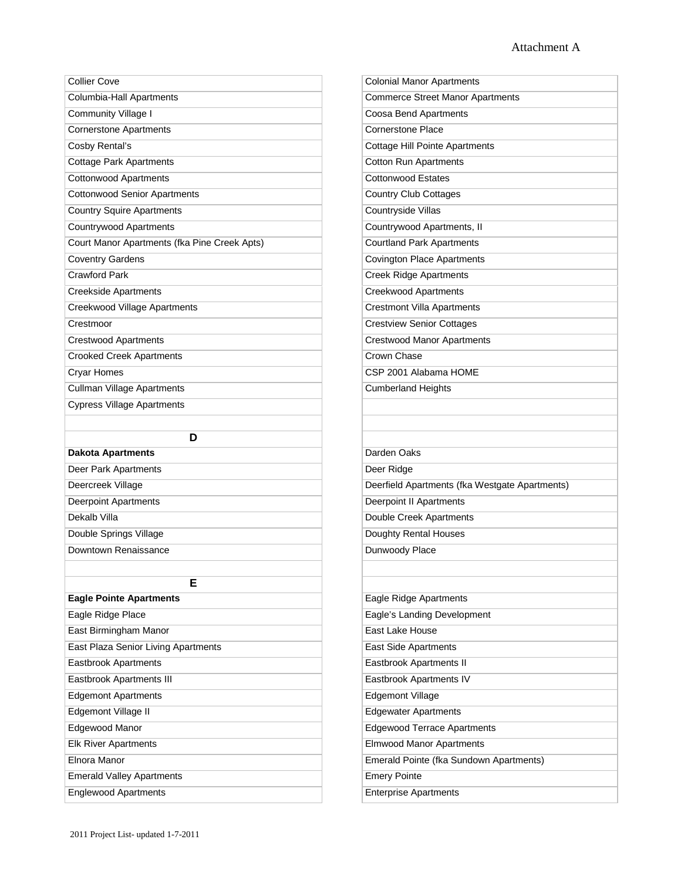Attachment A

| | |
|---|---|
| Collier Cove | Colonial Manor Apartments |
| Columbia-Hall Apartments | Commerce Street Manor Apartments |
| Community Village I | Coosa Bend Apartments |
| Cornerstone Apartments | Cornerstone Place |
| Cosby Rental's | Cottage Hill Pointe Apartments |
| Cottage Park Apartments | Cotton Run Apartments |
| Cottonwood Apartments | Cottonwood Estates |
| Cottonwood Senior Apartments | Country Club Cottages |
| Country Squire Apartments | Countryside Villas |
| Countrywood Apartments | Countrywood Apartments, II |
| Court Manor Apartments (fka Pine Creek Apts) | Courtland Park Apartments |
| Coventry Gardens | Covington Place Apartments |
| Crawford Park | Creek Ridge Apartments |
| Creekside Apartments | Creekwood Apartments |
| Creekwood Village Apartments | Crestmont Villa Apartments |
| Crestmoor | Crestview Senior Cottages |
| Crestwood Apartments | Crestwood Manor Apartments |
| Crooked Creek Apartments | Crown Chase |
| Cryar Homes | CSP 2001 Alabama HOME |
| Cullman Village Apartments | Cumberland Heights |
| Cypress Village Apartments | |
| | |
| **D** | |
| **Dakota Apartments** | Darden Oaks |
| Deer Park Apartments | Deer Ridge |
| Deercreek Village | Deerfield Apartments (fka Westgate Apartments) |
| Deerpoint Apartments | Deerpoint II Apartments |
| Dekalb Villa | Double Creek Apartments |
| Double Springs Village | Doughty Rental Houses |
| Downtown Renaissance | Dunwoody Place |
| | |
| **E** | |
| **Eagle Pointe Apartments** | Eagle Ridge Apartments |
| Eagle Ridge Place | Eagle's Landing Development |
| East Birmingham Manor | East Lake House |
| East Plaza Senior Living Apartments | East Side Apartments |
| Eastbrook Apartments | Eastbrook Apartments II |
| Eastbrook Apartments III | Eastbrook Apartments IV |
| Edgemont Apartments | Edgemont Village |
| Edgemont Village II | Edgewater Apartments |
| Edgewood Manor | Edgewood Terrace Apartments |
| Elk River Apartments | Elmwood Manor Apartments |
| Elnora Manor | Emerald Pointe (fka Sundown Apartments) |
| Emerald Valley Apartments | Emery Pointe |
| Englewood Apartments | Enterprise Apartments |

2011 Project List- updated 1-7-2011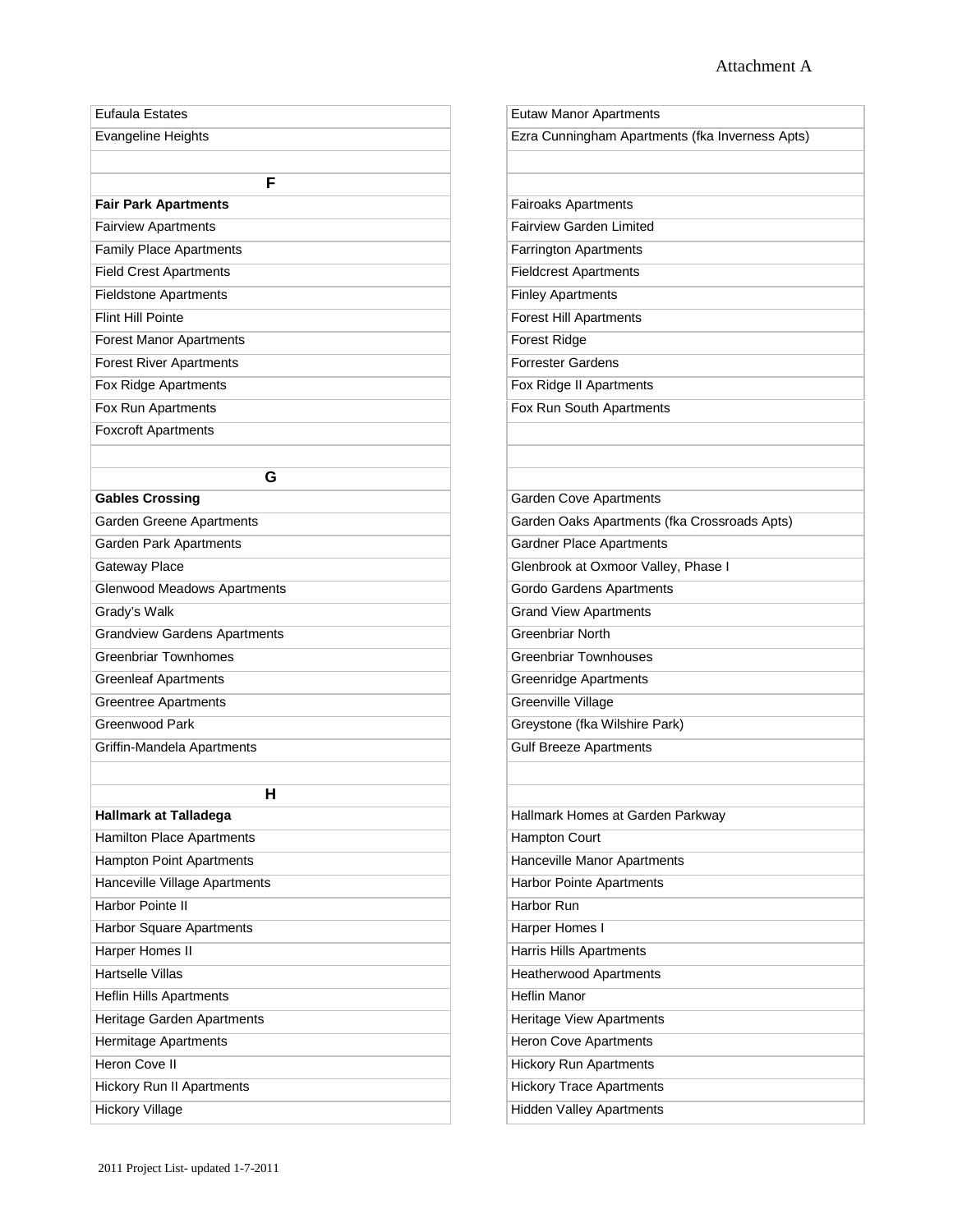Attachment A

| | |
|---|---|
| Eufaula Estates | Eutaw Manor Apartments |
| Evangeline Heights | Ezra Cunningham Apartments (fka Inverness Apts) |
| | |
| **F** | |
| **Fair Park Apartments** | Fairoaks Apartments |
| Fairview Apartments | Fairview Garden Limited |
| Family Place Apartments | Farrington Apartments |
| Field Crest Apartments | Fieldcrest Apartments |
| Fieldstone Apartments | Finley Apartments |
| Flint Hill Pointe | Forest Hill Apartments |
| Forest Manor Apartments | Forest Ridge |
| Forest River Apartments | Forrester Gardens |
| Fox Ridge Apartments | Fox Ridge II Apartments |
| Fox Run Apartments | Fox Run South Apartments |
| Foxcroft Apartments | |
| | |
| **G** | |
| **Gables Crossing** | Garden Cove Apartments |
| Garden Greene Apartments | Garden Oaks Apartments (fka Crossroads Apts) |
| Garden Park Apartments | Gardner Place Apartments |
| Gateway Place | Glenbrook at Oxmoor Valley, Phase I |
| Glenwood Meadows Apartments | Gordo Gardens Apartments |
| Grady's Walk | Grand View Apartments |
| Grandview Gardens Apartments | Greenbriar North |
| Greenbriar Townhomes | Greenbriar Townhouses |
| Greenleaf Apartments | Greenridge Apartments |
| Greentree Apartments | Greenville Village |
| Greenwood Park | Greystone (fka Wilshire Park) |
| Griffin-Mandela Apartments | Gulf Breeze Apartments |
| | |
| **H** | |
| **Hallmark at Talladega** | Hallmark Homes at Garden Parkway |
| Hamilton Place Apartments | Hampton Court |
| Hampton Point Apartments | Hanceville Manor Apartments |
| Hanceville Village Apartments | Harbor Pointe Apartments |
| Harbor Pointe II | Harbor Run |
| Harbor Square Apartments | Harper Homes I |
| Harper Homes II | Harris Hills Apartments |
| Hartselle Villas | Heatherwood Apartments |
| Heflin Hills Apartments | Heflin Manor |
| Heritage Garden Apartments | Heritage View Apartments |
| Hermitage Apartments | Heron Cove Apartments |
| Heron Cove II | Hickory Run Apartments |
| Hickory Run II Apartments | Hickory Trace Apartments |
| Hickory Village | Hidden Valley Apartments |

2011 Project List- updated 1-7-2011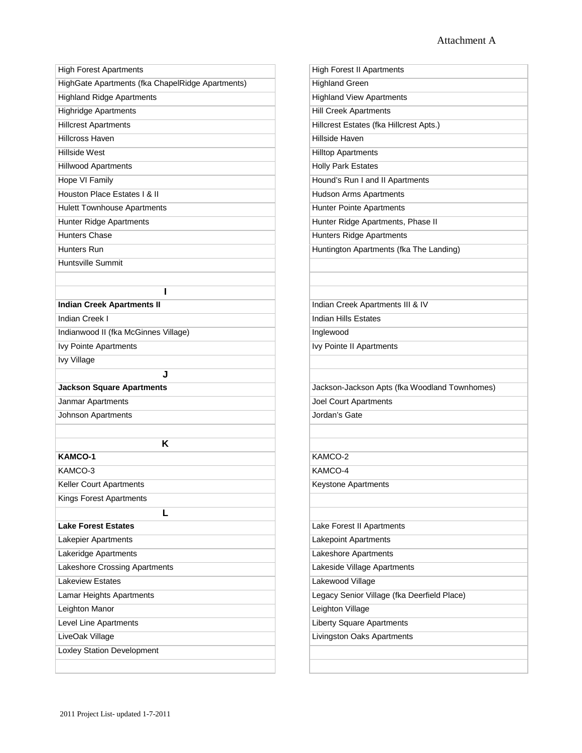Attachment A

| | |
|---|---|
| High Forest Apartments | High Forest II Apartments |
| HighGate Apartments (fka ChapelRidge Apartments) | Highland Green |
| Highland Ridge Apartments | Highland View Apartments |
| Highridge Apartments | Hill Creek Apartments |
| Hillcrest Apartments | Hillcrest Estates (fka Hillcrest Apts.) |
| Hillcross Haven | Hillside Haven |
| Hillside West | Hilltop Apartments |
| Hillwood Apartments | Holly Park Estates |
| Hope VI Family | Hound's Run I and II Apartments |
| Houston Place Estates I & II | Hudson Arms Apartments |
| Hulett Townhouse Apartments | Hunter Pointe Apartments |
| Hunter Ridge Apartments | Hunter Ridge Apartments, Phase II |
| Hunters Chase | Hunters Ridge Apartments |
| Hunters Run | Huntington Apartments (fka The Landing) |
| Huntsville Summit | |
| | |
| **I** | |
| **Indian Creek Apartments II** | Indian Creek Apartments III & IV |
| Indian Creek I | Indian Hills Estates |
| Indianwood II (fka McGinnes Village) | Inglewood |
| Ivy Pointe Apartments | Ivy Pointe II Apartments |
| Ivy Village | |
| **J** | |
| **Jackson Square Apartments** | Jackson-Jackson Apts (fka Woodland Townhomes) |
| Janmar Apartments | Joel Court Apartments |
| Johnson Apartments | Jordan's Gate |
| | |
| **K** | |
| **KAMCO-1** | KAMCO-2 |
| KAMCO-3 | KAMCO-4 |
| Keller Court Apartments | Keystone Apartments |
| Kings Forest Apartments | |
| **L** | |
| **Lake Forest Estates** | Lake Forest II Apartments |
| Lakepier Apartments | Lakepoint Apartments |
| Lakeridge Apartments | Lakeshore Apartments |
| Lakeshore Crossing Apartments | Lakeside Village Apartments |
| Lakeview Estates | Lakewood Village |
| Lamar Heights Apartments | Legacy Senior Village (fka Deerfield Place) |
| Leighton Manor | Leighton Village |
| Level Line Apartments | Liberty Square Apartments |
| LiveOak Village | Livingston Oaks Apartments |
| Loxley Station Development | |
| | |

2011 Project List- updated 1-7-2011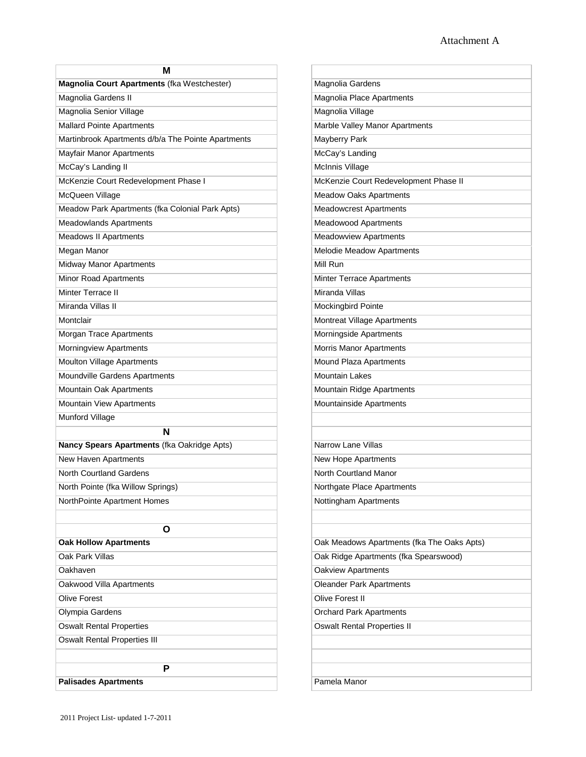Attachment A

| M | |
|---|---|
| **Magnolia Court Apartments** (fka Westchester) | Magnolia Gardens |
| Magnolia Gardens II | Magnolia Place Apartments |
| Magnolia Senior Village | Magnolia Village |
| Mallard Pointe Apartments | Marble Valley Manor Apartments |
| Martinbrook Apartments d/b/a The Pointe Apartments | Mayberry Park |
| Mayfair Manor Apartments | McCay's Landing |
| McCay's Landing II | McInnis Village |
| McKenzie Court Redevelopment Phase I | McKenzie Court Redevelopment Phase II |
| McQueen Village | Meadow Oaks Apartments |
| Meadow Park Apartments (fka Colonial Park Apts) | Meadowcrest Apartments |
| Meadowlands Apartments | Meadowood Apartments |
| Meadows II Apartments | Meadowview Apartments |
| Megan Manor | Melodie Meadow Apartments |
| Midway Manor Apartments | Mill Run |
| Minor Road Apartments | Minter Terrace Apartments |
| Minter Terrace II | Miranda Villas |
| Miranda Villas II | Mockingbird Pointe |
| Montclair | Montreat Village Apartments |
| Morgan Trace Apartments | Morningside Apartments |
| Morningview Apartments | Morris Manor Apartments |
| Moulton Village Apartments | Mound Plaza Apartments |
| Moundville Gardens Apartments | Mountain Lakes |
| Mountain Oak Apartments | Mountain Ridge Apartments |
| Mountain View Apartments | Mountainside Apartments |
| Munford Village | |
| **N** | |
| **Nancy Spears Apartments** (fka Oakridge Apts) | Narrow Lane Villas |
| New Haven Apartments | New Hope Apartments |
| North Courtland Gardens | North Courtland Manor |
| North Pointe (fka Willow Springs) | Northgate Place Apartments |
| NorthPointe Apartment Homes | Nottingham Apartments |
| | |
| **O** | |
| **Oak Hollow Apartments** | Oak Meadows Apartments (fka The Oaks Apts) |
| Oak Park Villas | Oak Ridge Apartments (fka Spearswood) |
| Oakhaven | Oakview Apartments |
| Oakwood Villa Apartments | Oleander Park Apartments |
| Olive Forest | Olive Forest II |
| Olympia Gardens | Orchard Park Apartments |
| Oswalt Rental Properties | Oswalt Rental Properties II |
| Oswalt Rental Properties III | |
| | |
| **P** | |
| **Palisades Apartments** | Pamela Manor |

2011 Project List- updated 1-7-2011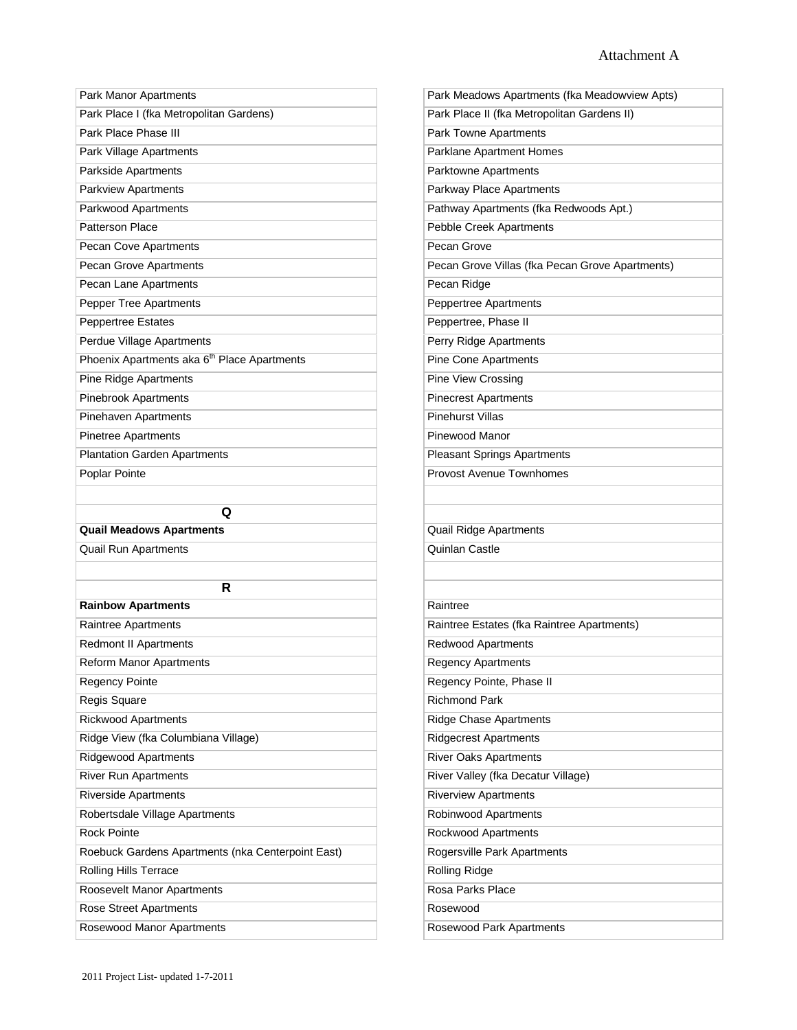Attachment A

| | |
|---|---|
| Park Manor Apartments | Park Meadows Apartments (fka Meadowview Apts) |
| Park Place I (fka Metropolitan Gardens) | Park Place II (fka Metropolitan Gardens II) |
| Park Place Phase III | Park Towne Apartments |
| Park Village Apartments | Parklane Apartment Homes |
| Parkside Apartments | Parktowne Apartments |
| Parkview Apartments | Parkway Place Apartments |
| Parkwood Apartments | Pathway Apartments (fka Redwoods Apt.) |
| Patterson Place | Pebble Creek Apartments |
| Pecan Cove Apartments | Pecan Grove |
| Pecan Grove Apartments | Pecan Grove Villas (fka Pecan Grove Apartments) |
| Pecan Lane Apartments | Pecan Ridge |
| Pepper Tree Apartments | Peppertree Apartments |
| Peppertree Estates | Peppertree, Phase II |
| Perdue Village Apartments | Perry Ridge Apartments |
| Phoenix Apartments aka 6th Place Apartments | Pine Cone Apartments |
| Pine Ridge Apartments | Pine View Crossing |
| Pinebrook Apartments | Pinecrest Apartments |
| Pinehaven Apartments | Pinehurst Villas |
| Pinetree Apartments | Pinewood Manor |
| Plantation Garden Apartments | Pleasant Springs Apartments |
| Poplar Pointe | Provost Avenue Townhomes |
| | |
| **Q** | |
| **Quail Meadows Apartments** | Quail Ridge Apartments |
| Quail Run Apartments | Quinlan Castle |
| | |
| **R** | |
| **Rainbow Apartments** | Raintree |
| Raintree Apartments | Raintree Estates (fka Raintree Apartments) |
| Redmont II Apartments | Redwood Apartments |
| Reform Manor Apartments | Regency Apartments |
| Regency Pointe | Regency Pointe, Phase II |
| Regis Square | Richmond Park |
| Rickwood Apartments | Ridge Chase Apartments |
| Ridge View (fka Columbiana Village) | Ridgecrest Apartments |
| Ridgewood Apartments | River Oaks Apartments |
| River Run Apartments | River Valley (fka Decatur Village) |
| Riverside Apartments | Riverview Apartments |
| Robertsdale Village Apartments | Robinwood Apartments |
| Rock Pointe | Rockwood Apartments |
| Roebuck Gardens Apartments (nka Centerpoint East) | Rogersville Park Apartments |
| Rolling Hills Terrace | Rolling Ridge |
| Roosevelt Manor Apartments | Rosa Parks Place |
| Rose Street Apartments | Rosewood |
| Rosewood Manor Apartments | Rosewood Park Apartments |

2011 Project List- updated 1-7-2011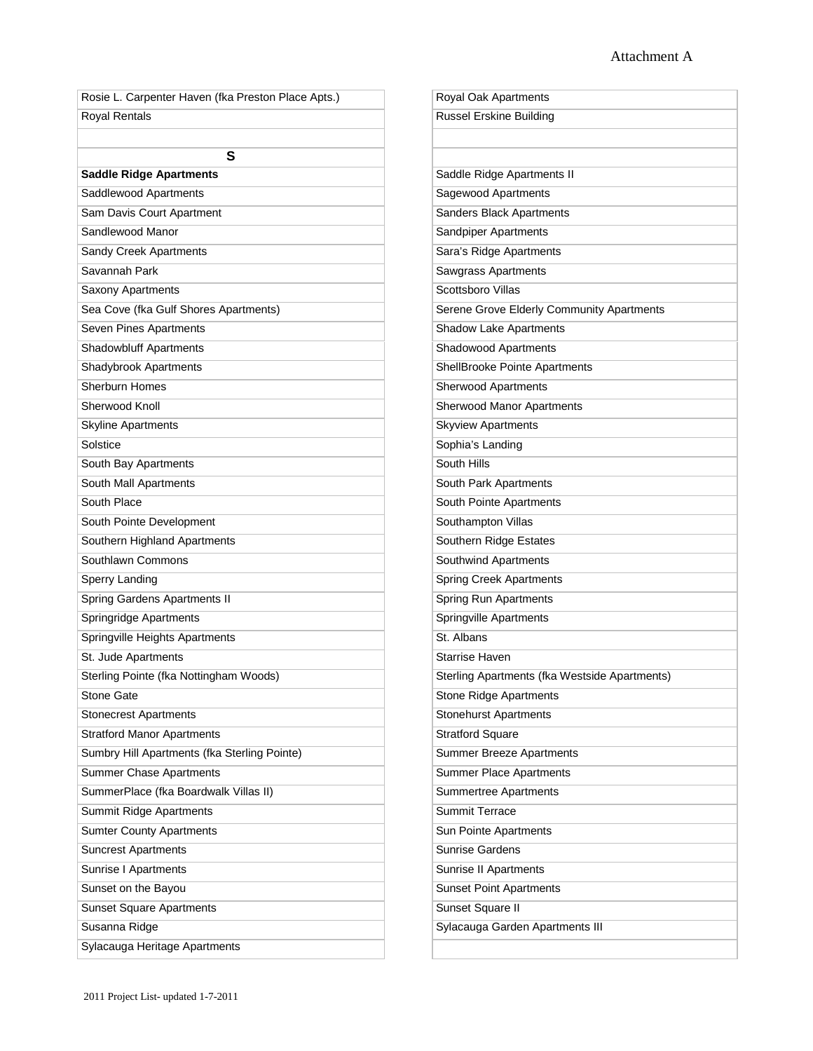Attachment A

| Rosie L. Carpenter Haven (fka Preston Place Apts.) |
| --- |
| Royal Rentals |
| |
| **S** |
| **Saddle Ridge Apartments** |
| Saddlewood Apartments |
| Sam Davis Court Apartment |
| Sandlewood Manor |
| Sandy Creek Apartments |
| Savannah Park |
| Saxony Apartments |
| Sea Cove (fka Gulf Shores Apartments) |
| Seven Pines Apartments |
| Shadowbluff Apartments |
| Shadybrook Apartments |
| Sherburn Homes |
| Sherwood Knoll |
| Skyline Apartments |
| Solstice |
| South Bay Apartments |
| South Mall Apartments |
| South Place |
| South Pointe Development |
| Southern Highland Apartments |
| Southlawn Commons |
| Sperry Landing |
| Spring Gardens Apartments II |
| Springridge Apartments |
| Springville Heights Apartments |
| St. Jude Apartments |
| Sterling Pointe (fka Nottingham Woods) |
| Stone Gate |
| Stonecrest Apartments |
| Stratford Manor Apartments |
| Sumbry Hill Apartments (fka Sterling Pointe) |
| Summer Chase Apartments |
| SummerPlace (fka Boardwalk Villas II) |
| Summit Ridge Apartments |
| Sumter County Apartments |
| Suncrest Apartments |
| Sunrise I Apartments |
| Sunset on the Bayou |
| Sunset Square Apartments |
| Susanna Ridge |
| Sylacauga Heritage Apartments |

| Royal Oak Apartments |
| --- |
| Russel Erskine Building |
| |
| |
| Saddle Ridge Apartments II |
| Sagewood Apartments |
| Sanders Black Apartments |
| Sandpiper Apartments |
| Sara's Ridge Apartments |
| Sawgrass Apartments |
| Scottsboro Villas |
| Serene Grove Elderly Community Apartments |
| Shadow Lake Apartments |
| Shadowood Apartments |
| ShellBrooke Pointe Apartments |
| Sherwood Apartments |
| Sherwood Manor Apartments |
| Skyview Apartments |
| Sophia's Landing |
| South Hills |
| South Park Apartments |
| South Pointe Apartments |
| Southampton Villas |
| Southern Ridge Estates |
| Southwind Apartments |
| Spring Creek Apartments |
| Spring Run Apartments |
| Springville Apartments |
| St. Albans |
| Starrise Haven |
| Sterling Apartments (fka Westside Apartments) |
| Stone Ridge Apartments |
| Stonehurst Apartments |
| Stratford Square |
| Summer Breeze Apartments |
| Summer Place Apartments |
| Summertree Apartments |
| Summit Terrace |
| Sun Pointe Apartments |
| Sunrise Gardens |
| Sunrise II Apartments |
| Sunset Point Apartments |
| Sunset Square II |
| Sylacauga Garden Apartments III |
| |

2011 Project List- updated 1-7-2011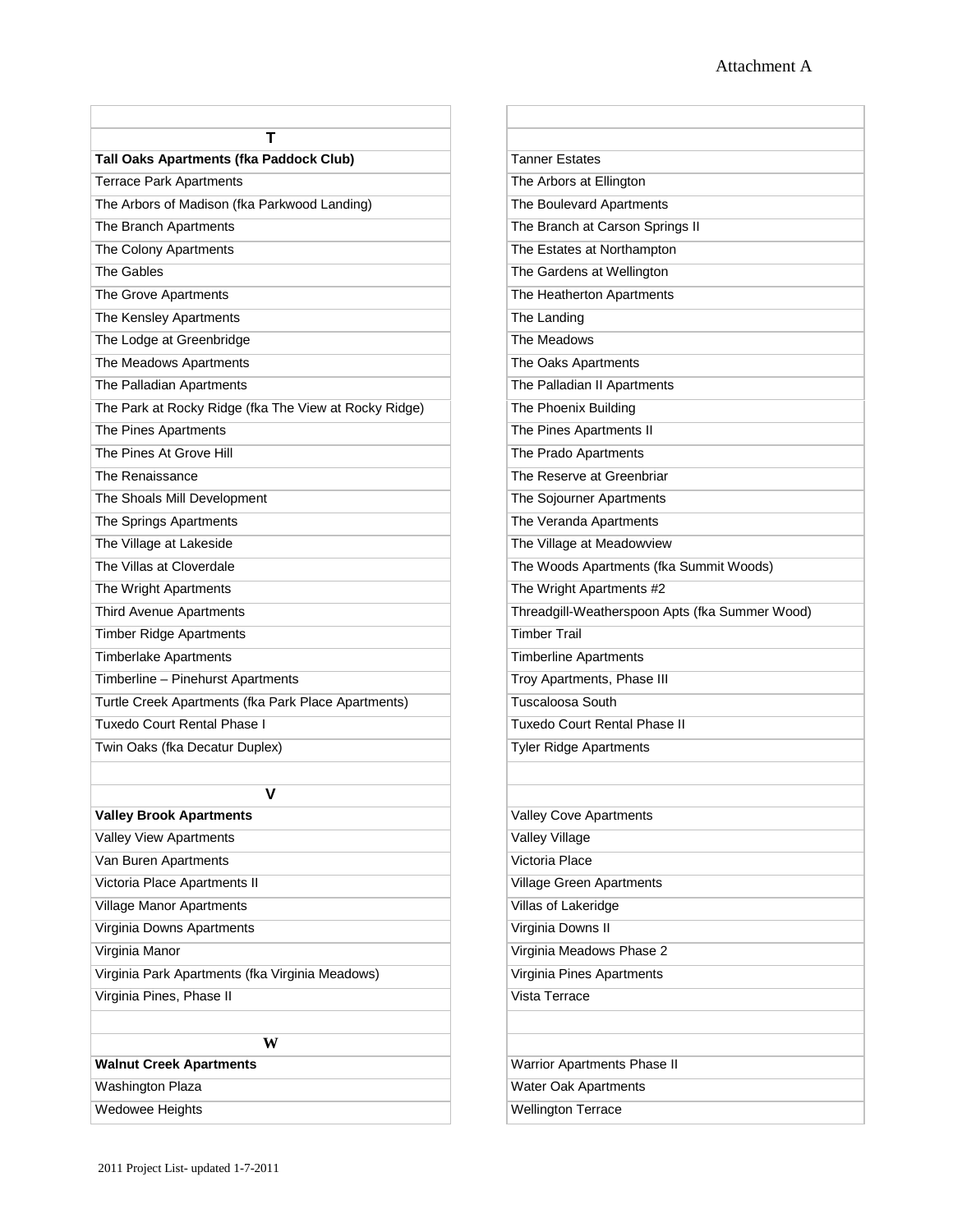Attachment A

| T | |
|---|---|
| **Tall Oaks Apartments (fka Paddock Club)** | Tanner Estates |
| Terrace Park Apartments | The Arbors at Ellington |
| The Arbors of Madison (fka Parkwood Landing) | The Boulevard Apartments |
| The Branch Apartments | The Branch at Carson Springs II |
| The Colony Apartments | The Estates at Northampton |
| The Gables | The Gardens at Wellington |
| The Grove Apartments | The Heatherton Apartments |
| The Kensley Apartments | The Landing |
| The Lodge at Greenbridge | The Meadows |
| The Meadows Apartments | The Oaks Apartments |
| The Palladian Apartments | The Palladian II Apartments |
| The Park at Rocky Ridge (fka The View at Rocky Ridge) | The Phoenix Building |
| The Pines Apartments | The Pines Apartments II |
| The Pines At Grove Hill | The Prado Apartments |
| The Renaissance | The Reserve at Greenbriar |
| The Shoals Mill Development | The Sojourner Apartments |
| The Springs Apartments | The Veranda Apartments |
| The Village at Lakeside | The Village at Meadowview |
| The Villas at Cloverdale | The Woods Apartments (fka Summit Woods) |
| The Wright Apartments | The Wright Apartments #2 |
| Third Avenue Apartments | Threadgill-Weatherspoon Apts (fka Summer Wood) |
| Timber Ridge Apartments | Timber Trail |
| Timberlake Apartments | Timberline Apartments |
| Timberline – Pinehurst Apartments | Troy Apartments, Phase III |
| Turtle Creek Apartments (fka Park Place Apartments) | Tuscaloosa South |
| Tuxedo Court Rental Phase I | Tuxedo Court Rental Phase II |
| Twin Oaks (fka Decatur Duplex) | Tyler Ridge Apartments |

| V | |
|---|---|
| **Valley Brook Apartments** | Valley Cove Apartments |
| Valley View Apartments | Valley Village |
| Van Buren Apartments | Victoria Place |
| Victoria Place Apartments II | Village Green Apartments |
| Village Manor Apartments | Villas of Lakeridge |
| Virginia Downs Apartments | Virginia Downs II |
| Virginia Manor | Virginia Meadows Phase 2 |
| Virginia Park Apartments (fka Virginia Meadows) | Virginia Pines Apartments |
| Virginia Pines, Phase II | Vista Terrace |

| W | |
|---|---|
| **Walnut Creek Apartments** | Warrior Apartments Phase II |
| Washington Plaza | Water Oak Apartments |
| Wedowee Heights | Wellington Terrace |

2011 Project List- updated 1-7-2011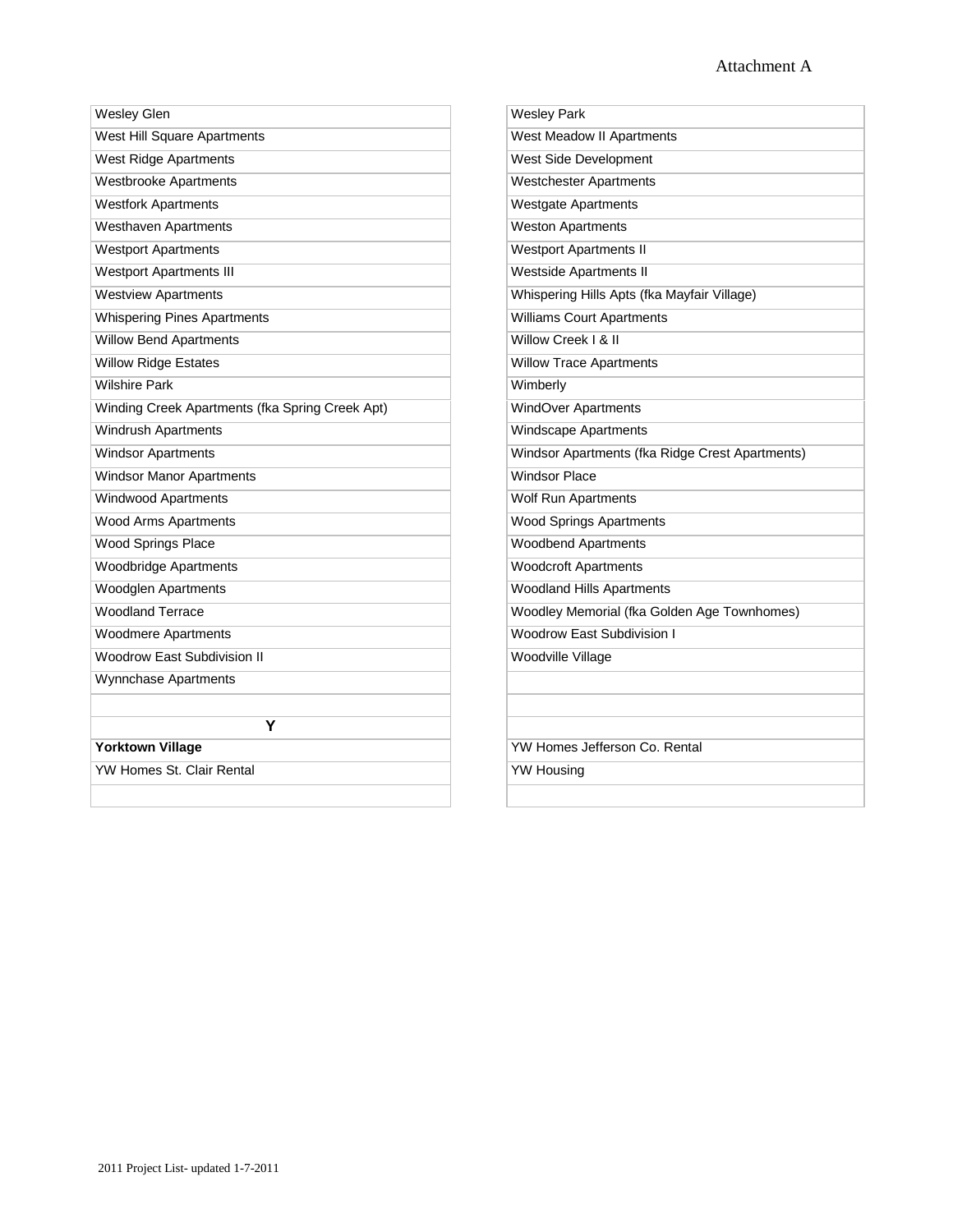| | |
|---|---|
| Wesley Glen | Wesley Park |
| West Hill Square Apartments | West Meadow II Apartments |
| West Ridge Apartments | West Side Development |
| Westbrooke Apartments | Westchester Apartments |
| Westfork Apartments | Westgate Apartments |
| Westhaven Apartments | Weston Apartments |
| Westport Apartments | Westport Apartments II |
| Westport Apartments III | Westside Apartments II |
| Westview Apartments | Whispering Hills Apts (fka Mayfair Village) |
| Whispering Pines Apartments | Williams Court Apartments |
| Willow Bend Apartments | Willow Creek I & II |
| Willow Ridge Estates | Willow Trace Apartments |
| Wilshire Park | Wimberly |
| Winding Creek Apartments (fka Spring Creek Apt) | WindOver Apartments |
| Windrush Apartments | Windscape Apartments |
| Windsor Apartments | Windsor Apartments (fka Ridge Crest Apartments) |
| Windsor Manor Apartments | Windsor Place |
| Windwood Apartments | Wolf Run Apartments |
| Wood Arms Apartments | Wood Springs Apartments |
| Wood Springs Place | Woodbend Apartments |
| Woodbridge Apartments | Woodcroft Apartments |
| Woodglen Apartments | Woodland Hills Apartments |
| Woodland Terrace | Woodley Memorial (fka Golden Age Townhomes) |
| Woodmere Apartments | Woodrow East Subdivision I |
| Woodrow East Subdivision II | Woodville Village |
| Wynnchase Apartments | |
| | |
| **Y** | |
| **Yorktown Village** | YW Homes Jefferson Co. Rental |
| YW Homes St. Clair Rental | YW Housing |